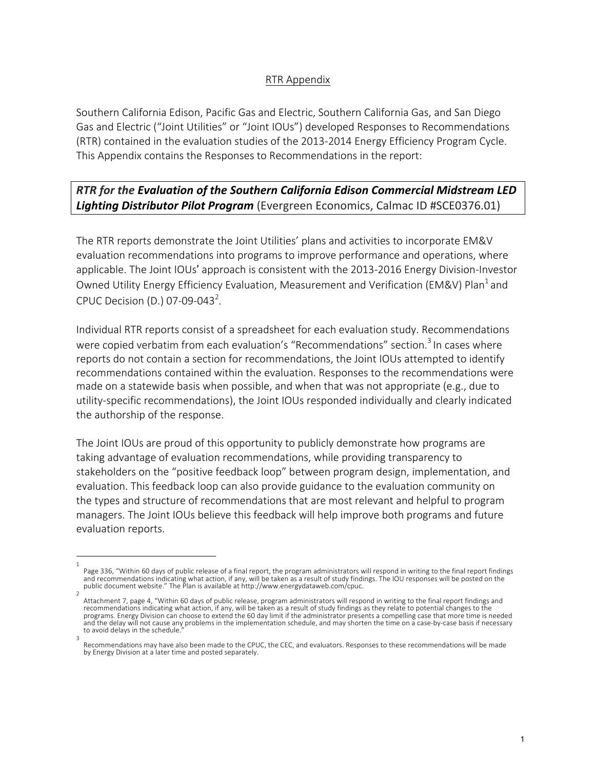## RTR Appendix

Southern California Edison, Pacific Gas and Electric, Southern California Gas, and San Diego Gas and Electric ("Joint Utilities" or "Joint IOUs") developed Responses to Recommendations (RTR) contained in the evaluation studies of the 2013-2014 Energy Efficiency Program Cycle. This Appendix contains the Responses to Recommendations in the report:

***RTR for the Evaluation of the Southern California Edison Commercial Midstream LED Lighting Distributor Pilot Program*** (Evergreen Economics, Calmac ID #SCE0376.01)

The RTR reports demonstrate the Joint Utilities' plans and activities to incorporate EM&V evaluation recommendations into programs to improve performance and operations, where applicable. The Joint IOUs' approach is consistent with the 2013-2016 Energy Division-Investor Owned Utility Energy Efficiency Evaluation, Measurement and Verification (EM&V) Plan[1] and CPUC Decision (D.) 07-09-043[2].

Individual RTR reports consist of a spreadsheet for each evaluation study. Recommendations were copied verbatim from each evaluation's "Recommendations" section.[3] In cases where reports do not contain a section for recommendations, the Joint IOUs attempted to identify recommendations contained within the evaluation. Responses to the recommendations were made on a statewide basis when possible, and when that was not appropriate (e.g., due to utility-specific recommendations), the Joint IOUs responded individually and clearly indicated the authorship of the response.

The Joint IOUs are proud of this opportunity to publicly demonstrate how programs are taking advantage of evaluation recommendations, while providing transparency to stakeholders on the "positive feedback loop" between program design, implementation, and evaluation. This feedback loop can also provide guidance to the evaluation community on the types and structure of recommendations that are most relevant and helpful to program managers. The Joint IOUs believe this feedback will help improve both programs and future evaluation reports.

---

[1] Page 336, "Within 60 days of public release of a final report, the program administrators will respond in writing to the final report findings and recommendations indicating what action, if any, will be taken as a result of study findings. The IOU responses will be posted on the public document website." The Plan is available at http://www.energydataweb.com/cpuc.

[2] Attachment 7, page 4, "Within 60 days of public release, program administrators will respond in writing to the final report findings and recommendations indicating what action, if any, will be taken as a result of study findings as they relate to potential changes to the programs. Energy Division can choose to extend the 60 day limit if the administrator presents a compelling case that more time is needed and the delay will not cause any problems in the implementation schedule, and may shorten the time on a case-by-case basis if necessary to avoid delays in the schedule."

[3] Recommendations may have also been made to the CPUC, the CEC, and evaluators. Responses to these recommendations will be made by Energy Division at a later time and posted separately.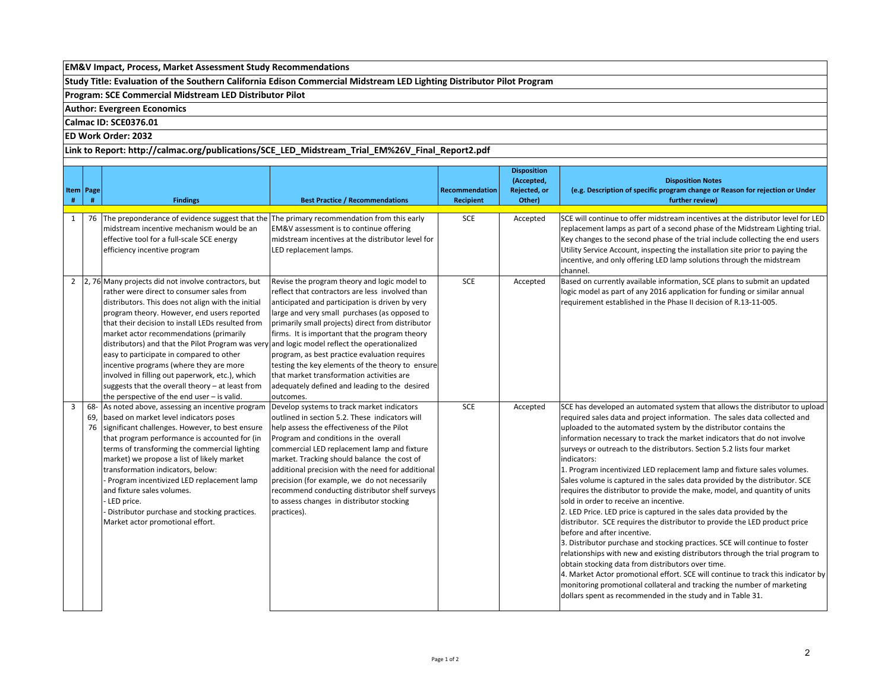**EM&V Impact, Process, Market Assessment Study Recommendations**

**Study Title: Evaluation of the Southern California Edison Commercial Midstream LED Lighting Distributor Pilot Program**

**Program: SCE Commercial Midstream LED Distributor Pilot**

**Author: Evergreen Economics**

**Calmac ID: SCE0376.01**

**ED Work Order: 2032**

**Link to Report: http://calmac.org/publications/SCE_LED_Midstream_Trial_EM%26V_Final_Report2.pdf**

| Item # | Page # | Findings | Best Practice / Recommendations | Recommendation Recipient | Disposition (Accepted, Rejected, or Other) | Disposition Notes (e.g. Description of specific program change or Reason for rejection or Under further review) |
|---|---|---|---|---|---|---|
| 1 | 76 | The preponderance of evidence suggest that the midstream incentive mechanism would be an effective tool for a full-scale SCE energy efficiency incentive program | The primary recommendation from this early EM&V assessment is to continue offering midstream incentives at the distributor level for LED replacement lamps. | SCE | Accepted | SCE will continue to offer midstream incentives at the distributor level for LED replacement lamps as part of a second phase of the Midstream Lighting trial. Key changes to the second phase of the trial include collecting the end users Utility Service Account, inspecting the installation site prior to paying the incentive, and only offering LED lamp solutions through the midstream channel. |
| 2 | 2, 76 | Many projects did not involve contractors, but rather were direct to consumer sales from distributors. This does not align with the initial program theory. However, end users reported that their decision to install LEDs resulted from market actor recommendations (primarily distributors) and that the Pilot Program was very easy to participate in compared to other incentive programs (where they are more involved in filling out paperwork, etc.), which suggests that the overall theory – at least from the perspective of the end user – is valid. | Revise the program theory and logic model to reflect that contractors are less involved than anticipated and participation is driven by very large and very small purchases (as opposed to primarily small projects) direct from distributor firms. It is important that the program theory and logic model reflect the operationalized program, as best practice evaluation requires testing the key elements of the theory to ensure that market transformation activities are adequately defined and leading to the desired outcomes. | SCE | Accepted | Based on currently available information, SCE plans to submit an updated logic model as part of any 2016 application for funding or similar annual requirement established in the Phase II decision of R.13-11-005. |
| 3 | 68-69, 76 | As noted above, assessing an incentive program based on market level indicators poses significant challenges. However, to best ensure that program performance is accounted for (in terms of transforming the commercial lighting market) we propose a list of likely market transformation indicators, below:<br>- Program incentivized LED replacement lamp and fixture sales volumes.<br>- LED price.<br>- Distributor purchase and stocking practices. Market actor promotional effort. | Develop systems to track market indicators outlined in section 5.2. These indicators will help assess the effectiveness of the Pilot Program and conditions in the overall commercial LED replacement lamp and fixture market. Tracking should balance the cost of additional precision with the need for additional precision (for example, we do not necessarily recommend conducting distributor shelf surveys to assess changes in distributor stocking practices). | SCE | Accepted | SCE has developed an automated system that allows the distributor to upload required sales data and project information. The sales data collected and uploaded to the automated system by the distributor contains the information necessary to track the market indicators that do not involve surveys or outreach to the distributors. Section 5.2 lists four market indicators:<br>1. Program incentivized LED replacement lamp and fixture sales volumes. Sales volume is captured in the sales data provided by the distributor. SCE requires the distributor to provide the make, model, and quantity of units sold in order to receive an incentive.<br>2. LED Price. LED price is captured in the sales data provided by the distributor. SCE requires the distributor to provide the LED product price before and after incentive.<br>3. Distributor purchase and stocking practices. SCE will continue to foster relationships with new and existing distributors through the trial program to obtain stocking data from distributors over time.<br>4. Market Actor promotional effort. SCE will continue to track this indicator by monitoring promotional collateral and tracking the number of marketing dollars spent as recommended in the study and in Table 31. |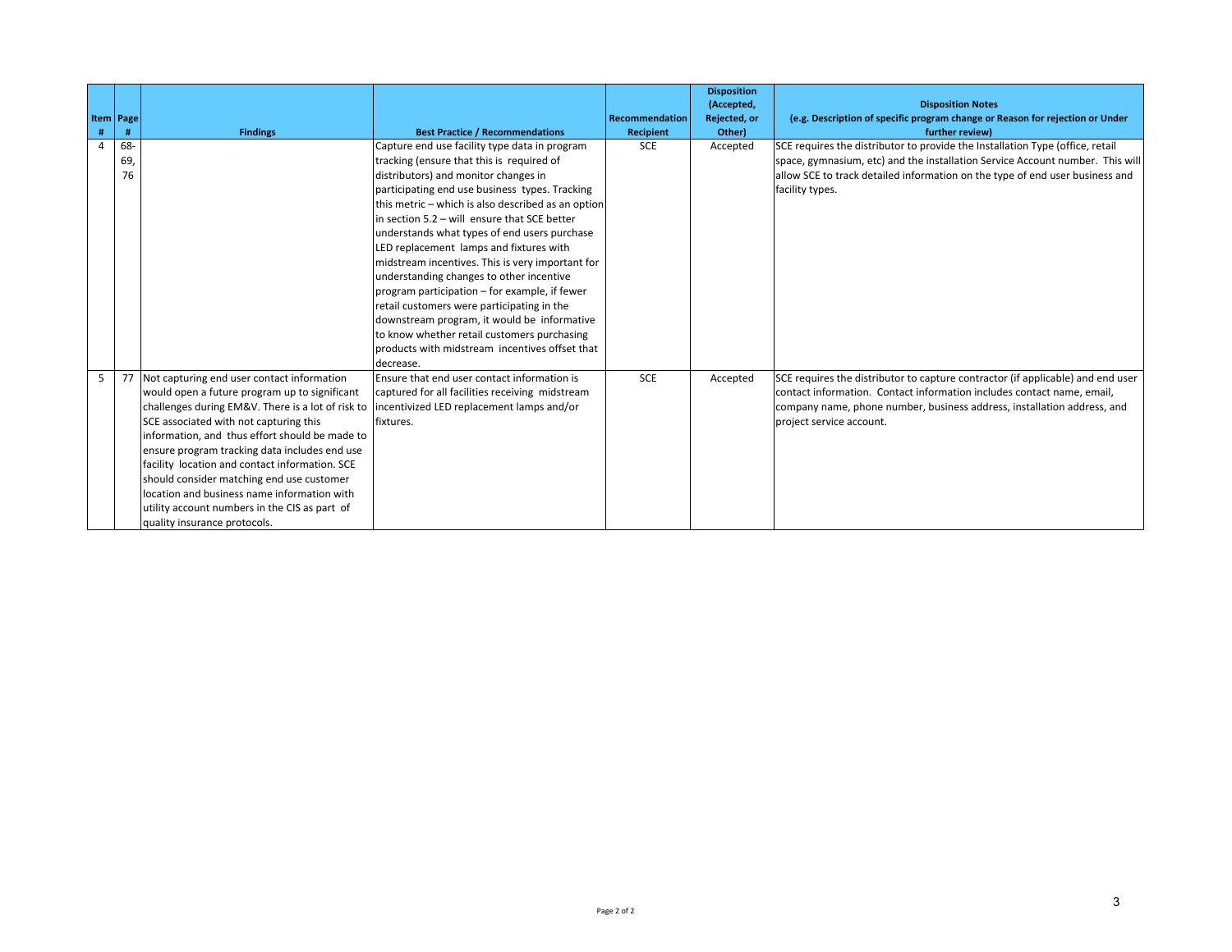| Item # | Page # | Findings | Best Practice / Recommendations | Recommendation Recipient | Disposition (Accepted, Rejected, or Other) | Disposition Notes (e.g. Description of specific program change or Reason for rejection or Under further review) |
|---|---|---|---|---|---|---|
| 4 | 68-69, 76 | | Capture end use facility type data in program tracking (ensure that this is required of distributors) and monitor changes in participating end use business types. Tracking this metric – which is also described as an option in section 5.2 – will ensure that SCE better understands what types of end users purchase LED replacement lamps and fixtures with midstream incentives. This is very important for understanding changes to other incentive program participation – for example, if fewer retail customers were participating in the downstream program, it would be informative to know whether retail customers purchasing products with midstream incentives offset that decrease. | SCE | Accepted | SCE requires the distributor to provide the Installation Type (office, retail space, gymnasium, etc) and the installation Service Account number. This will allow SCE to track detailed information on the type of end user business and facility types. |
| 5 | 77 | Not capturing end user contact information would open a future program up to significant challenges during EM&V. There is a lot of risk to SCE associated with not capturing this information, and thus effort should be made to ensure program tracking data includes end use facility location and contact information. SCE should consider matching end use customer location and business name information with utility account numbers in the CIS as part of quality insurance protocols. | Ensure that end user contact information is captured for all facilities receiving midstream incentivized LED replacement lamps and/or fixtures. | SCE | Accepted | SCE requires the distributor to capture contractor (if applicable) and end user contact information. Contact information includes contact name, email, company name, phone number, business address, installation address, and project service account. |